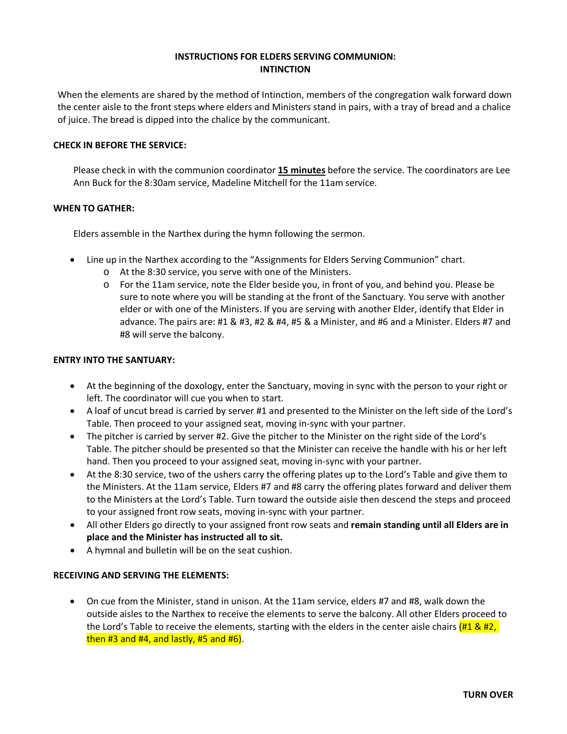# INSTRUCTIONS FOR ELDERS SERVING COMMUNION: INTINCTION

When the elements are shared by the method of Intinction, members of the congregation walk forward down the center aisle to the front steps where elders and Ministers stand in pairs, with a tray of bread and a chalice of juice. The bread is dipped into the chalice by the communicant.

**CHECK IN BEFORE THE SERVICE:**

Please check in with the communion coordinator **15 minutes** before the service. The coordinators are Lee Ann Buck for the 8:30am service, Madeline Mitchell for the 11am service.

**WHEN TO GATHER:**

Elders assemble in the Narthex during the hymn following the sermon.

- Line up in the Narthex according to the "Assignments for Elders Serving Communion" chart.
  - At the 8:30 service, you serve with one of the Ministers.
  - For the 11am service, note the Elder beside you, in front of you, and behind you. Please be sure to note where you will be standing at the front of the Sanctuary. You serve with another elder or with one of the Ministers. If you are serving with another Elder, identify that Elder in advance. The pairs are: #1 & #3, #2 & #4, #5 & a Minister, and #6 and a Minister. Elders #7 and #8 will serve the balcony.

**ENTRY INTO THE SANTUARY:**

- At the beginning of the doxology, enter the Sanctuary, moving in sync with the person to your right or left. The coordinator will cue you when to start.
- A loaf of uncut bread is carried by server #1 and presented to the Minister on the left side of the Lord's Table. Then proceed to your assigned seat, moving in-sync with your partner.
- The pitcher is carried by server #2. Give the pitcher to the Minister on the right side of the Lord's Table. The pitcher should be presented so that the Minister can receive the handle with his or her left hand. Then you proceed to your assigned seat, moving in-sync with your partner.
- At the 8:30 service, two of the ushers carry the offering plates up to the Lord's Table and give them to the Ministers. At the 11am service, Elders #7 and #8 carry the offering plates forward and deliver them to the Ministers at the Lord's Table. Turn toward the outside aisle then descend the steps and proceed to your assigned front row seats, moving in-sync with your partner.
- All other Elders go directly to your assigned front row seats and **remain standing until all Elders are in place and the Minister has instructed all to sit.**
- A hymnal and bulletin will be on the seat cushion.

**RECEIVING AND SERVING THE ELEMENTS:**

- On cue from the Minister, stand in unison. At the 11am service, elders #7 and #8, walk down the outside aisles to the Narthex to receive the elements to serve the balcony. All other Elders proceed to the Lord's Table to receive the elements, starting with the elders in the center aisle chairs (#1 & #2, then #3 and #4, and lastly, #5 and #6).

**TURN OVER**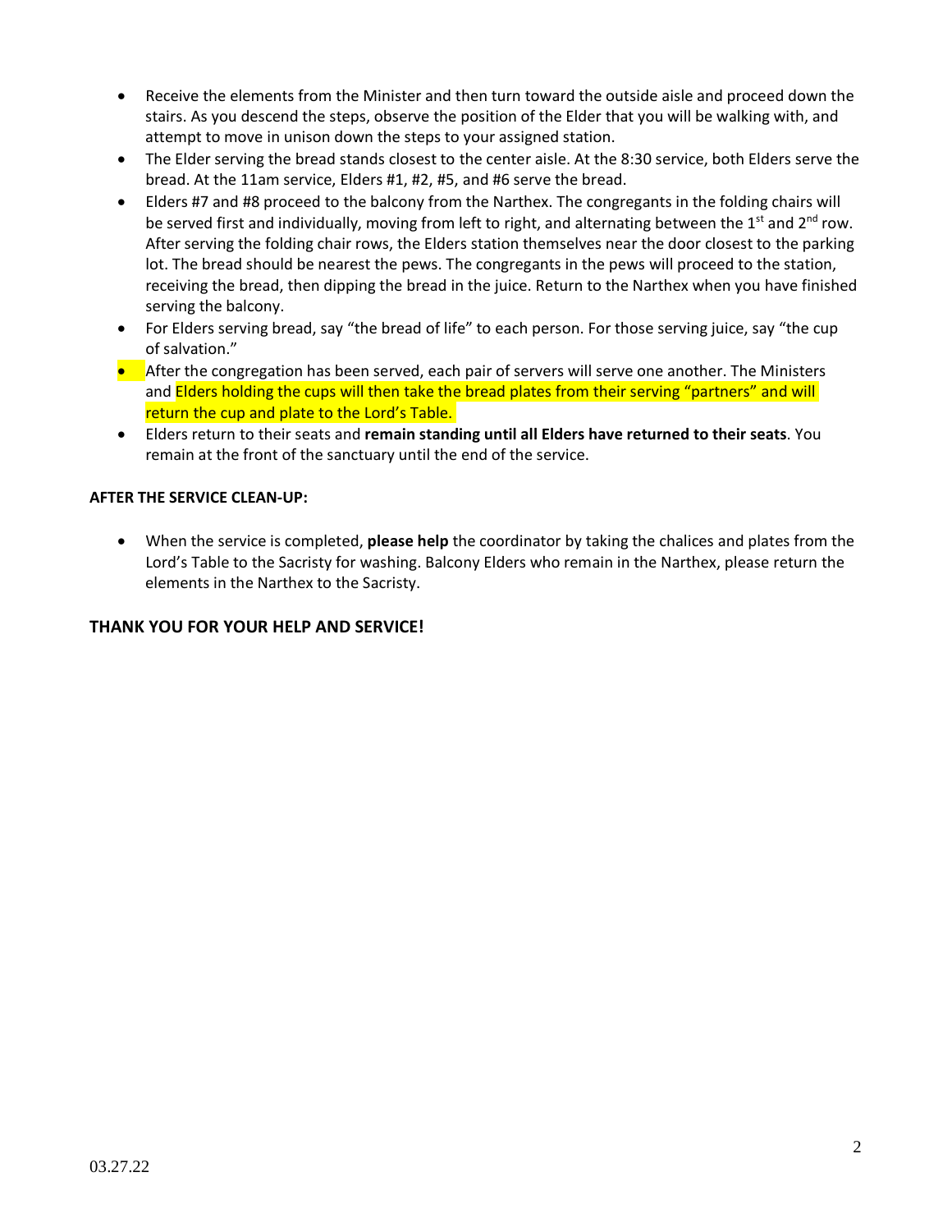- Receive the elements from the Minister and then turn toward the outside aisle and proceed down the stairs. As you descend the steps, observe the position of the Elder that you will be walking with, and attempt to move in unison down the steps to your assigned station.
- The Elder serving the bread stands closest to the center aisle. At the 8:30 service, both Elders serve the bread. At the 11am service, Elders #1, #2, #5, and #6 serve the bread.
- Elders #7 and #8 proceed to the balcony from the Narthex. The congregants in the folding chairs will be served first and individually, moving from left to right, and alternating between the 1st and 2nd row. After serving the folding chair rows, the Elders station themselves near the door closest to the parking lot. The bread should be nearest the pews. The congregants in the pews will proceed to the station, receiving the bread, then dipping the bread in the juice. Return to the Narthex when you have finished serving the balcony.
- For Elders serving bread, say "the bread of life" to each person. For those serving juice, say "the cup of salvation."
- After the congregation has been served, each pair of servers will serve one another. The Ministers and Elders holding the cups will then take the bread plates from their serving "partners" and will return the cup and plate to the Lord's Table.
- Elders return to their seats and **remain standing until all Elders have returned to their seats**. You remain at the front of the sanctuary until the end of the service.

**AFTER THE SERVICE CLEAN-UP:**

- When the service is completed, **please help** the coordinator by taking the chalices and plates from the Lord's Table to the Sacristy for washing. Balcony Elders who remain in the Narthex, please return the elements in the Narthex to the Sacristy.

**THANK YOU FOR YOUR HELP AND SERVICE!**

03.27.22